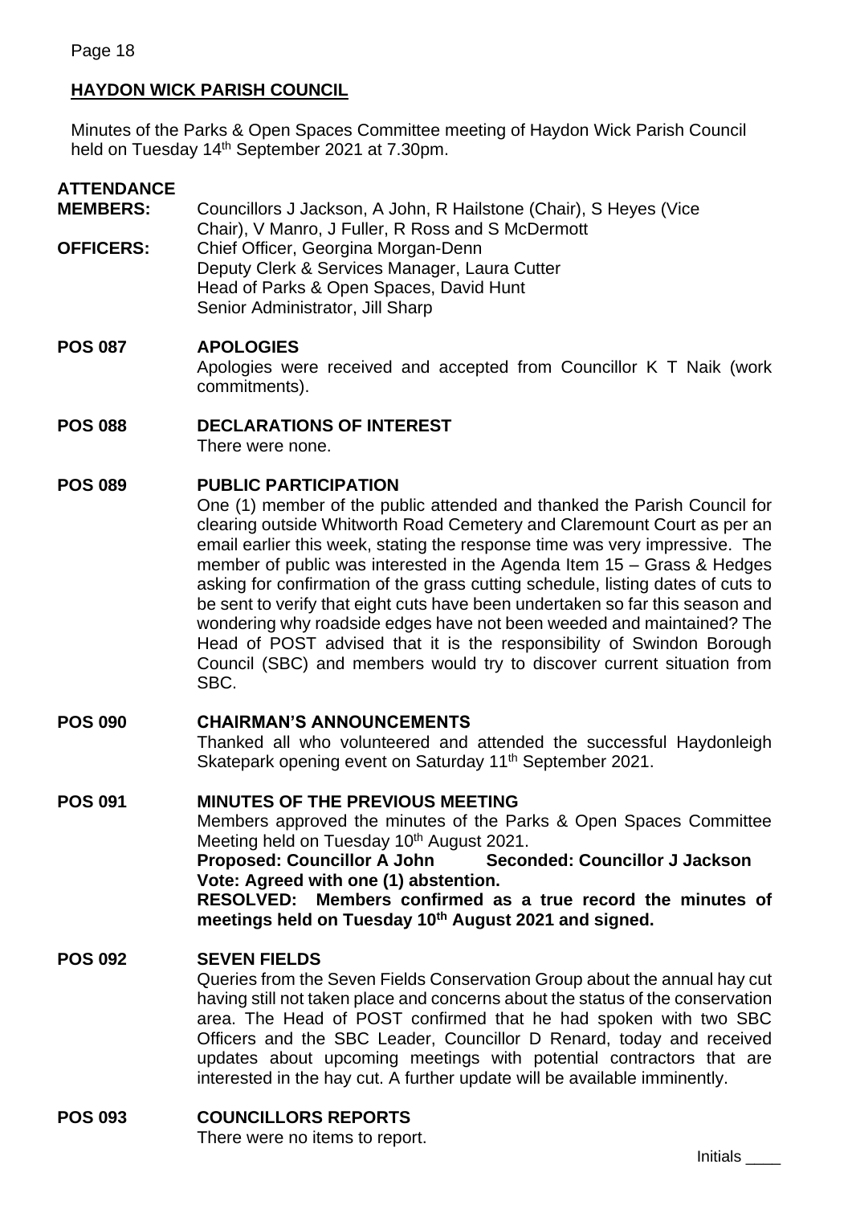## HAYDON WICK PARISH COUNCIL

Minutes of the Parks & Open Spaces Committee meeting of Haydon Wick Parish Council held on Tuesday 14th September 2021 at 7.30pm.

**ATTENDANCE**

**MEMBERS:** Councillors J Jackson, A John, R Hailstone (Chair), S Heyes (Vice Chair), V Manro, J Fuller, R Ross and S McDermott

**OFFICERS:** Chief Officer, Georgina Morgan-Denn
Deputy Clerk & Services Manager, Laura Cutter
Head of Parks & Open Spaces, David Hunt
Senior Administrator, Jill Sharp

**POS 087 APOLOGIES**

Apologies were received and accepted from Councillor K T Naik (work commitments).

**POS 088 DECLARATIONS OF INTEREST**

There were none.

**POS 089 PUBLIC PARTICIPATION**

One (1) member of the public attended and thanked the Parish Council for clearing outside Whitworth Road Cemetery and Claremount Court as per an email earlier this week, stating the response time was very impressive. The member of public was interested in the Agenda Item 15 – Grass & Hedges asking for confirmation of the grass cutting schedule, listing dates of cuts to be sent to verify that eight cuts have been undertaken so far this season and wondering why roadside edges have not been weeded and maintained? The Head of POST advised that it is the responsibility of Swindon Borough Council (SBC) and members would try to discover current situation from SBC.

**POS 090 CHAIRMAN'S ANNOUNCEMENTS**

Thanked all who volunteered and attended the successful Haydonleigh Skatepark opening event on Saturday 11th September 2021.

**POS 091 MINUTES OF THE PREVIOUS MEETING**

Members approved the minutes of the Parks & Open Spaces Committee Meeting held on Tuesday 10th August 2021.

**Proposed: Councillor A John Seconded: Councillor J Jackson**
**Vote: Agreed with one (1) abstention.**
**RESOLVED: Members confirmed as a true record the minutes of meetings held on Tuesday 10th August 2021 and signed.**

**POS 092 SEVEN FIELDS**

Queries from the Seven Fields Conservation Group about the annual hay cut having still not taken place and concerns about the status of the conservation area. The Head of POST confirmed that he had spoken with two SBC Officers and the SBC Leader, Councillor D Renard, today and received updates about upcoming meetings with potential contractors that are interested in the hay cut. A further update will be available imminently.

**POS 093 COUNCILLORS REPORTS**

There were no items to report.

Initials ____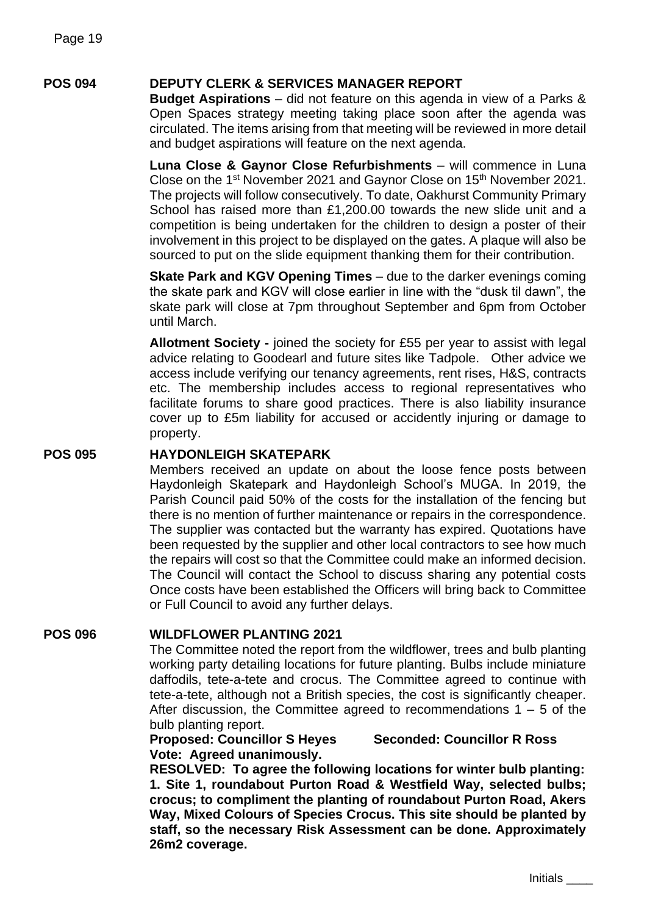**POS 094 DEPUTY CLERK & SERVICES MANAGER REPORT**

**Budget Aspirations** – did not feature on this agenda in view of a Parks & Open Spaces strategy meeting taking place soon after the agenda was circulated. The items arising from that meeting will be reviewed in more detail and budget aspirations will feature on the next agenda.

**Luna Close & Gaynor Close Refurbishments** – will commence in Luna Close on the 1st November 2021 and Gaynor Close on 15th November 2021. The projects will follow consecutively. To date, Oakhurst Community Primary School has raised more than £1,200.00 towards the new slide unit and a competition is being undertaken for the children to design a poster of their involvement in this project to be displayed on the gates. A plaque will also be sourced to put on the slide equipment thanking them for their contribution.

**Skate Park and KGV Opening Times** – due to the darker evenings coming the skate park and KGV will close earlier in line with the "dusk til dawn", the skate park will close at 7pm throughout September and 6pm from October until March.

**Allotment Society -** joined the society for £55 per year to assist with legal advice relating to Goodearl and future sites like Tadpole. Other advice we access include verifying our tenancy agreements, rent rises, H&S, contracts etc. The membership includes access to regional representatives who facilitate forums to share good practices. There is also liability insurance cover up to £5m liability for accused or accidently injuring or damage to property.

**POS 095 HAYDONLEIGH SKATEPARK**

Members received an update on about the loose fence posts between Haydonleigh Skatepark and Haydonleigh School's MUGA. In 2019, the Parish Council paid 50% of the costs for the installation of the fencing but there is no mention of further maintenance or repairs in the correspondence. The supplier was contacted but the warranty has expired. Quotations have been requested by the supplier and other local contractors to see how much the repairs will cost so that the Committee could make an informed decision. The Council will contact the School to discuss sharing any potential costs Once costs have been established the Officers will bring back to Committee or Full Council to avoid any further delays.

**POS 096 WILDFLOWER PLANTING 2021**

The Committee noted the report from the wildflower, trees and bulb planting working party detailing locations for future planting. Bulbs include miniature daffodils, tete-a-tete and crocus. The Committee agreed to continue with tete-a-tete, although not a British species, the cost is significantly cheaper. After discussion, the Committee agreed to recommendations 1 – 5 of the bulb planting report.

**Proposed: Councillor S Heyes Seconded: Councillor R Ross**
**Vote: Agreed unanimously.**

**RESOLVED: To agree the following locations for winter bulb planting:**

**1. Site 1, roundabout Purton Road & Westfield Way, selected bulbs; crocus; to compliment the planting of roundabout Purton Road, Akers Way, Mixed Colours of Species Crocus. This site should be planted by staff, so the necessary Risk Assessment can be done. Approximately 26m2 coverage.**

Initials ____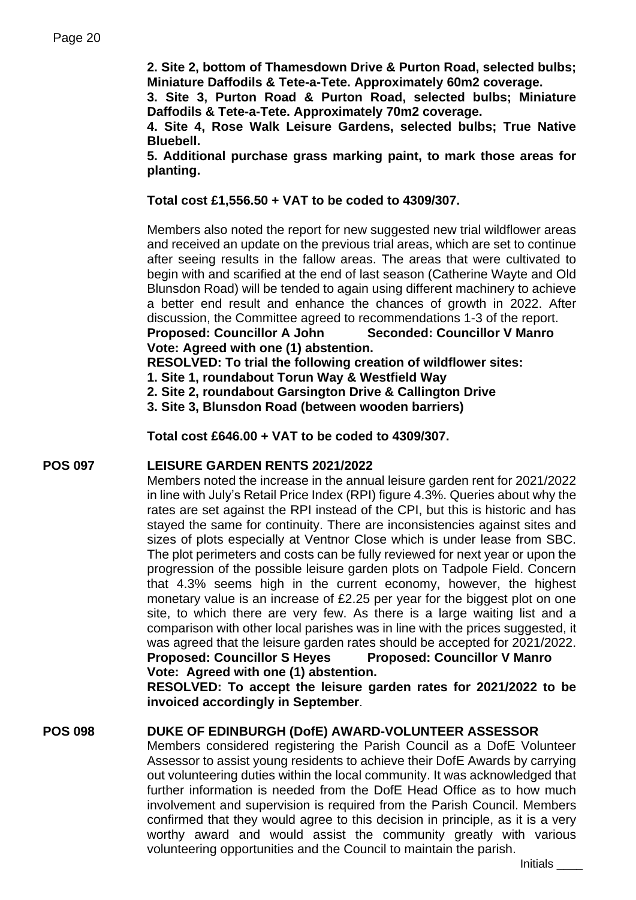**2. Site 2, bottom of Thamesdown Drive & Purton Road, selected bulbs; Miniature Daffodils & Tete-a-Tete. Approximately 60m2 coverage.**
**3. Site 3, Purton Road & Purton Road, selected bulbs; Miniature Daffodils & Tete-a-Tete. Approximately 70m2 coverage.**
**4. Site 4, Rose Walk Leisure Gardens, selected bulbs; True Native Bluebell.**
**5. Additional purchase grass marking paint, to mark those areas for planting.**

**Total cost £1,556.50 + VAT to be coded to 4309/307.**

Members also noted the report for new suggested new trial wildflower areas and received an update on the previous trial areas, which are set to continue after seeing results in the fallow areas. The areas that were cultivated to begin with and scarified at the end of last season (Catherine Wayte and Old Blunsdon Road) will be tended to again using different machinery to achieve a better end result and enhance the chances of growth in 2022. After discussion, the Committee agreed to recommendations 1-3 of the report.
**Proposed: Councillor A John Seconded: Councillor V Manro**
**Vote: Agreed with one (1) abstention.**
**RESOLVED: To trial the following creation of wildflower sites:**
**1. Site 1, roundabout Torun Way & Westfield Way**
**2. Site 2, roundabout Garsington Drive & Callington Drive**
**3. Site 3, Blunsdon Road (between wooden barriers)**

**Total cost £646.00 + VAT to be coded to 4309/307.**

## POS 097 LEISURE GARDEN RENTS 2021/2022

Members noted the increase in the annual leisure garden rent for 2021/2022 in line with July's Retail Price Index (RPI) figure 4.3%. Queries about why the rates are set against the RPI instead of the CPI, but this is historic and has stayed the same for continuity. There are inconsistencies against sites and sizes of plots especially at Ventnor Close which is under lease from SBC. The plot perimeters and costs can be fully reviewed for next year or upon the progression of the possible leisure garden plots on Tadpole Field. Concern that 4.3% seems high in the current economy, however, the highest monetary value is an increase of £2.25 per year for the biggest plot on one site, to which there are very few. As there is a large waiting list and a comparison with other local parishes was in line with the prices suggested, it was agreed that the leisure garden rates should be accepted for 2021/2022.
**Proposed: Councillor S Heyes Proposed: Councillor V Manro**
**Vote: Agreed with one (1) abstention.**
**RESOLVED: To accept the leisure garden rates for 2021/2022 to be invoiced accordingly in September**.

## POS 098 DUKE OF EDINBURGH (DofE) AWARD-VOLUNTEER ASSESSOR

Members considered registering the Parish Council as a DofE Volunteer Assessor to assist young residents to achieve their DofE Awards by carrying out volunteering duties within the local community. It was acknowledged that further information is needed from the DofE Head Office as to how much involvement and supervision is required from the Parish Council. Members confirmed that they would agree to this decision in principle, as it is a very worthy award and would assist the community greatly with various volunteering opportunities and the Council to maintain the parish.

Initials ____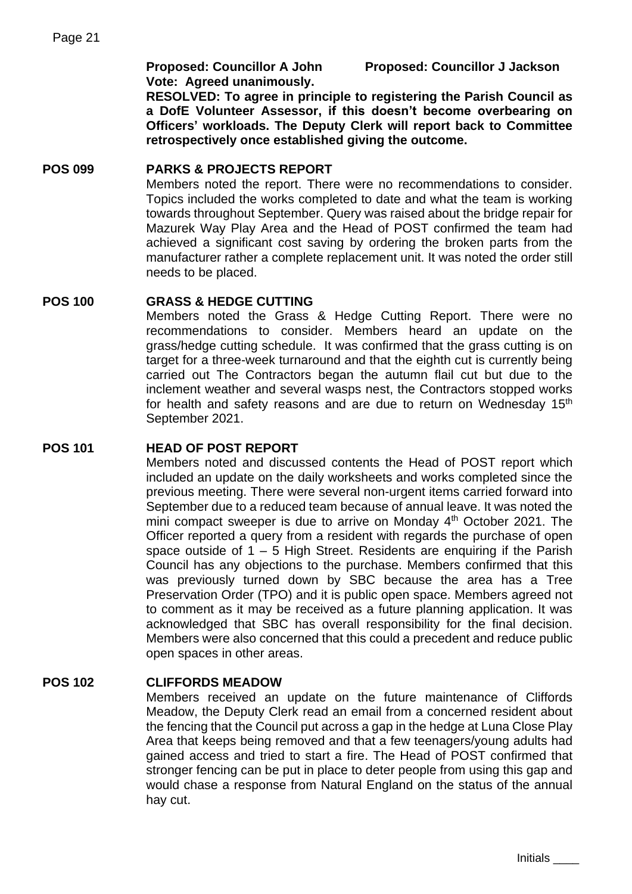**Proposed: Councillor A John Proposed: Councillor J Jackson**
**Vote: Agreed unanimously.**

**RESOLVED: To agree in principle to registering the Parish Council as a DofE Volunteer Assessor, if this doesn't become overbearing on Officers' workloads. The Deputy Clerk will report back to Committee retrospectively once established giving the outcome.**

## POS 099 PARKS & PROJECTS REPORT

Members noted the report. There were no recommendations to consider. Topics included the works completed to date and what the team is working towards throughout September. Query was raised about the bridge repair for Mazurek Way Play Area and the Head of POST confirmed the team had achieved a significant cost saving by ordering the broken parts from the manufacturer rather a complete replacement unit. It was noted the order still needs to be placed.

## POS 100 GRASS & HEDGE CUTTING

Members noted the Grass & Hedge Cutting Report. There were no recommendations to consider. Members heard an update on the grass/hedge cutting schedule. It was confirmed that the grass cutting is on target for a three-week turnaround and that the eighth cut is currently being carried out The Contractors began the autumn flail cut but due to the inclement weather and several wasps nest, the Contractors stopped works for health and safety reasons and are due to return on Wednesday 15th September 2021.

## POS 101 HEAD OF POST REPORT

Members noted and discussed contents the Head of POST report which included an update on the daily worksheets and works completed since the previous meeting. There were several non-urgent items carried forward into September due to a reduced team because of annual leave. It was noted the mini compact sweeper is due to arrive on Monday 4th October 2021. The Officer reported a query from a resident with regards the purchase of open space outside of 1 – 5 High Street. Residents are enquiring if the Parish Council has any objections to the purchase. Members confirmed that this was previously turned down by SBC because the area has a Tree Preservation Order (TPO) and it is public open space. Members agreed not to comment as it may be received as a future planning application. It was acknowledged that SBC has overall responsibility for the final decision. Members were also concerned that this could a precedent and reduce public open spaces in other areas.

## POS 102 CLIFFORDS MEADOW

Members received an update on the future maintenance of Cliffords Meadow, the Deputy Clerk read an email from a concerned resident about the fencing that the Council put across a gap in the hedge at Luna Close Play Area that keeps being removed and that a few teenagers/young adults had gained access and tried to start a fire. The Head of POST confirmed that stronger fencing can be put in place to deter people from using this gap and would chase a response from Natural England on the status of the annual hay cut.

Initials ____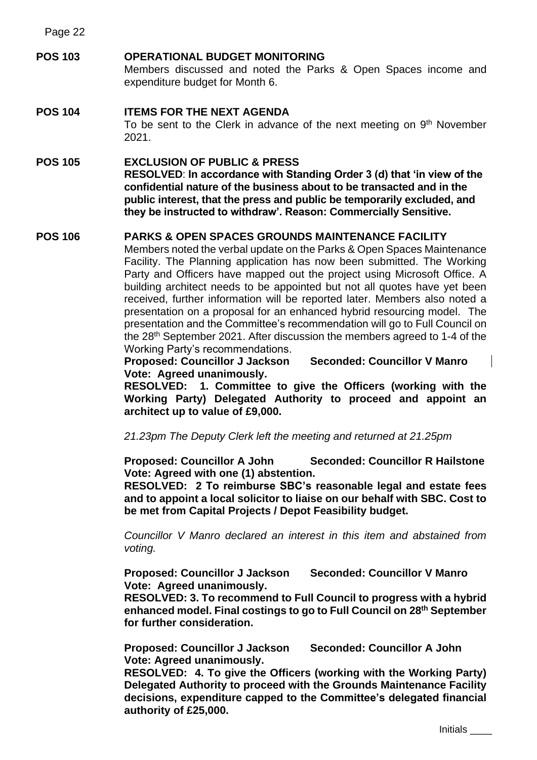**POS 103 OPERATIONAL BUDGET MONITORING**

Members discussed and noted the Parks & Open Spaces income and expenditure budget for Month 6.

**POS 104 ITEMS FOR THE NEXT AGENDA**

To be sent to the Clerk in advance of the next meeting on 9th November 2021.

**POS 105 EXCLUSION OF PUBLIC & PRESS**

**RESOLVED**: **In accordance with Standing Order 3 (d) that 'in view of the confidential nature of the business about to be transacted and in the public interest, that the press and public be temporarily excluded, and they be instructed to withdraw'. Reason: Commercially Sensitive.**

**POS 106 PARKS & OPEN SPACES GROUNDS MAINTENANCE FACILITY**

Members noted the verbal update on the Parks & Open Spaces Maintenance Facility. The Planning application has now been submitted. The Working Party and Officers have mapped out the project using Microsoft Office. A building architect needs to be appointed but not all quotes have yet been received, further information will be reported later. Members also noted a presentation on a proposal for an enhanced hybrid resourcing model. The presentation and the Committee's recommendation will go to Full Council on the 28th September 2021. After discussion the members agreed to 1-4 of the Working Party's recommendations.

**Proposed: Councillor J Jackson Seconded: Councillor V Manro**
**Vote: Agreed unanimously.**
**RESOLVED: 1. Committee to give the Officers (working with the Working Party) Delegated Authority to proceed and appoint an architect up to value of £9,000.**

*21.23pm The Deputy Clerk left the meeting and returned at 21.25pm*

**Proposed: Councillor A John Seconded: Councillor R Hailstone**
**Vote: Agreed with one (1) abstention.**
**RESOLVED: 2 To reimburse SBC's reasonable legal and estate fees and to appoint a local solicitor to liaise on our behalf with SBC. Cost to be met from Capital Projects / Depot Feasibility budget.**

*Councillor V Manro declared an interest in this item and abstained from voting.*

**Proposed: Councillor J Jackson Seconded: Councillor V Manro**
**Vote: Agreed unanimously.**
**RESOLVED: 3. To recommend to Full Council to progress with a hybrid enhanced model. Final costings to go to Full Council on 28th September for further consideration.**

**Proposed: Councillor J Jackson Seconded: Councillor A John**
**Vote: Agreed unanimously.**
**RESOLVED: 4. To give the Officers (working with the Working Party) Delegated Authority to proceed with the Grounds Maintenance Facility decisions, expenditure capped to the Committee's delegated financial authority of £25,000.**

Initials ____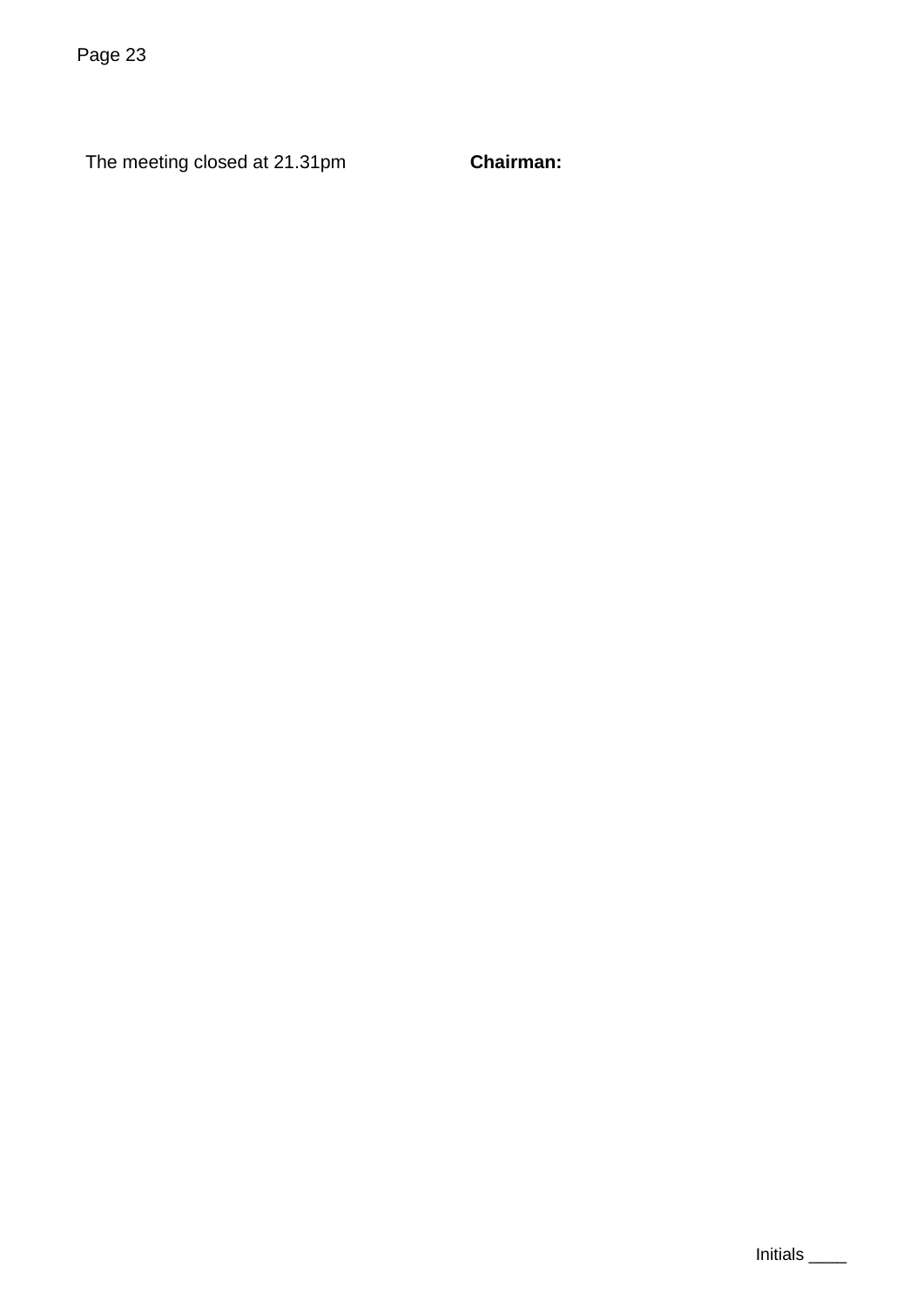The meeting closed at 21.31pm **Chairman:**

Initials ____